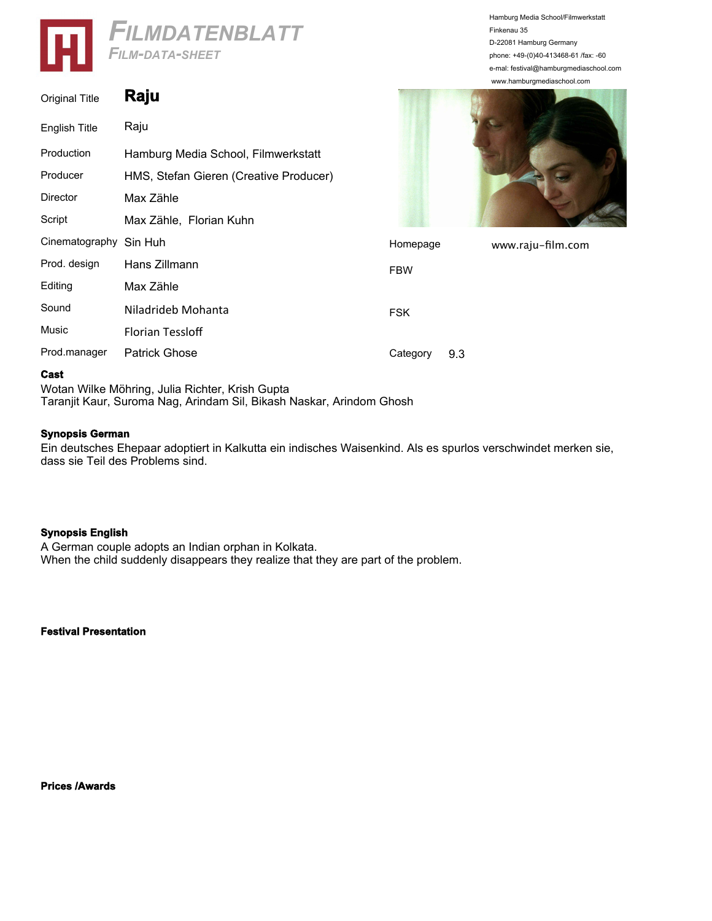# FILMDATENBLATT

## FILM-DATA-SHEET

Hamburg Media School/Filmwerkstatt
Finkenau 35
D-22081 Hamburg Germany
phone: +49-(0)40-413468-61 /fax: -60
e-mal: festival@hamburgmediaschool.com
www.hamburgmediaschool.com

| | |
|---|---|
| Original Title | **Raju** |
| English Title | Raju |
| Production | Hamburg Media School, Filmwerkstatt |
| Producer | HMS, Stefan Gieren (Creative Producer) |
| Director | Max Zähle |
| Script | Max Zähle, Florian Kuhn |
| Cinematography | Sin Huh |
| Prod. design | Hans Zillmann |
| Editing | Max Zähle |
| Sound | Niladrideb Mohanta |
| Music | Florian Tessloff |
| Prod.manager | Patrick Ghose |

| | |
|---|---|
| Homepage | www.raju-film.com |
| FBW | |
| FSK | |
| Category | 9.3 |

**Cast**
Wotan Wilke Möhring, Julia Richter, Krish Gupta
Taranjit Kaur, Suroma Nag, Arindam Sil, Bikash Naskar, Arindom Ghosh

**Synopsis German**
Ein deutsches Ehepaar adoptiert in Kalkutta ein indisches Waisenkind. Als es spurlos verschwindet merken sie, dass sie Teil des Problems sind.

**Synopsis English**
A German couple adopts an Indian orphan in Kolkata.
When the child suddenly disappears they realize that they are part of the problem.

**Festival Presentation**

**Prices /Awards**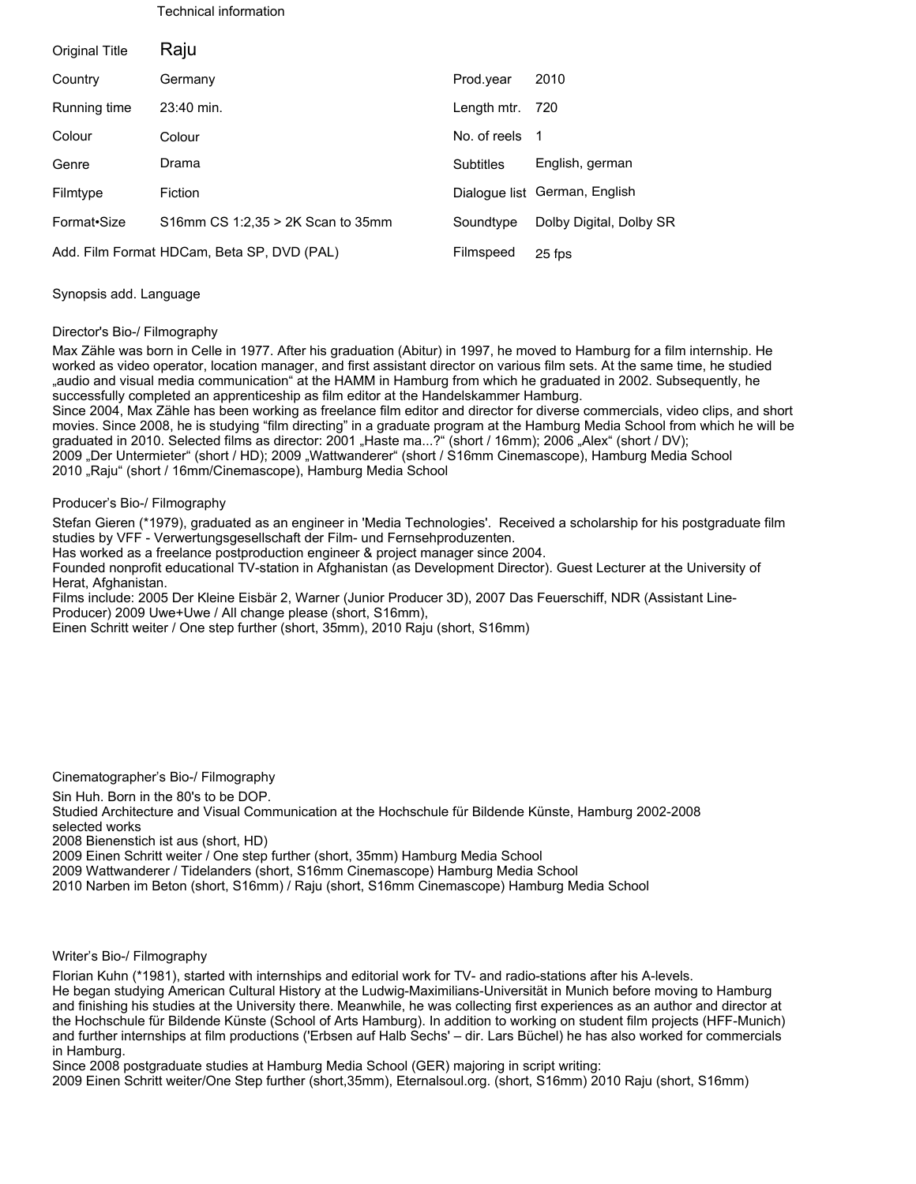## Technical information

| | | | |
|---|---|---|---|
| Original Title | Raju | | |
| Country | Germany | Prod.year | 2010 |
| Running time | 23:40 min. | Length mtr. | 720 |
| Colour | Colour | No. of reels | 1 |
| Genre | Drama | Subtitles | English, german |
| Filmtype | Fiction | Dialogue list | German, English |
| Format•Size | S16mm CS 1:2,35 > 2K Scan to 35mm | Soundtype | Dolby Digital, Dolby SR |
| Add. Film Format | HDCam, Beta SP, DVD (PAL) | Filmspeed | 25 fps |

Synopsis add. Language

### Director's Bio-/ Filmography

Max Zähle was born in Celle in 1977. After his graduation (Abitur) in 1997, he moved to Hamburg for a film internship. He worked as video operator, location manager, and first assistant director on various film sets. At the same time, he studied „audio and visual media communication“ at the HAMM in Hamburg from which he graduated in 2002. Subsequently, he successfully completed an apprenticeship as film editor at the Handelskammer Hamburg.
Since 2004, Max Zähle has been working as freelance film editor and director for diverse commercials, video clips, and short movies. Since 2008, he is studying “film directing” in a graduate program at the Hamburg Media School from which he will be graduated in 2010. Selected films as director: 2001 „Haste ma...?“ (short / 16mm); 2006 „Alex“ (short / DV);
2009 „Der Untermieter“ (short / HD); 2009 „Wattwanderer“ (short / S16mm Cinemascope), Hamburg Media School
2010 „Raju“ (short / 16mm/Cinemascope), Hamburg Media School

### Producer’s Bio-/ Filmography

Stefan Gieren (*1979), graduated as an engineer in 'Media Technologies'. Received a scholarship for his postgraduate film studies by VFF - Verwertungsgesellschaft der Film- und Fernsehproduzenten.
Has worked as a freelance postproduction engineer & project manager since 2004.
Founded nonprofit educational TV-station in Afghanistan (as Development Director). Guest Lecturer at the University of Herat, Afghanistan.
Films include: 2005 Der Kleine Eisbär 2, Warner (Junior Producer 3D), 2007 Das Feuerschiff, NDR (Assistant Line-Producer) 2009 Uwe+Uwe / All change please (short, S16mm),
Einen Schritt weiter / One step further (short, 35mm), 2010 Raju (short, S16mm)

### Cinematographer’s Bio-/ Filmography

Sin Huh. Born in the 80's to be DOP.
Studied Architecture and Visual Communication at the Hochschule für Bildende Künste, Hamburg 2002-2008
selected works
2008 Bienenstich ist aus (short, HD)
2009 Einen Schritt weiter / One step further (short, 35mm) Hamburg Media School
2009 Wattwanderer / Tidelanders (short, S16mm Cinemascope) Hamburg Media School
2010 Narben im Beton (short, S16mm) / Raju (short, S16mm Cinemascope) Hamburg Media School

### Writer’s Bio-/ Filmography

Florian Kuhn (*1981), started with internships and editorial work for TV- and radio-stations after his A-levels.
He began studying American Cultural History at the Ludwig-Maximilians-Universität in Munich before moving to Hamburg and finishing his studies at the University there. Meanwhile, he was collecting first experiences as an author and director at the Hochschule für Bildende Künste (School of Arts Hamburg). In addition to working on student film projects (HFF-Munich) and further internships at film productions ('Erbsen auf Halb Sechs' – dir. Lars Büchel) he has also worked for commercials in Hamburg.
Since 2008 postgraduate studies at Hamburg Media School (GER) majoring in script writing:
2009 Einen Schritt weiter/One Step further (short,35mm), Eternalsoul.org. (short, S16mm) 2010 Raju (short, S16mm)